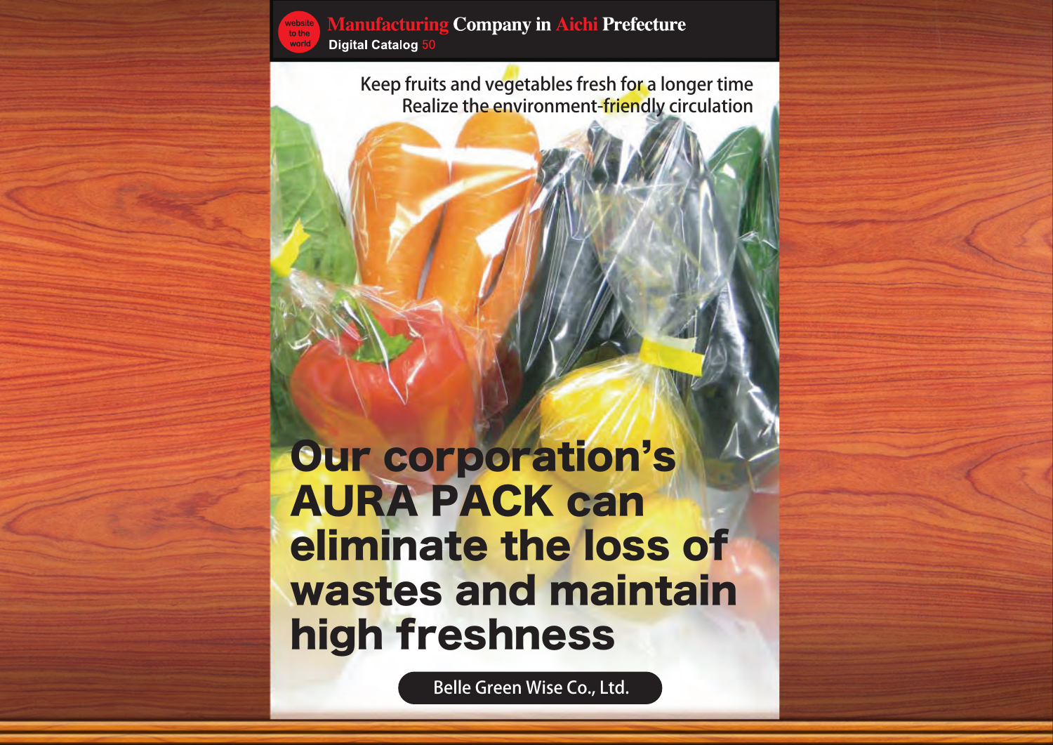website to the world

**Manufacturing Company in Aichi Prefecture**

Digital Catalog 50

Keep fruits and vegetables fresh for a longer time
Realize the environment-friendly circulation

# Our corporation's AURA PACK can eliminate the loss of wastes and maintain high freshness

Belle Green Wise Co., Ltd.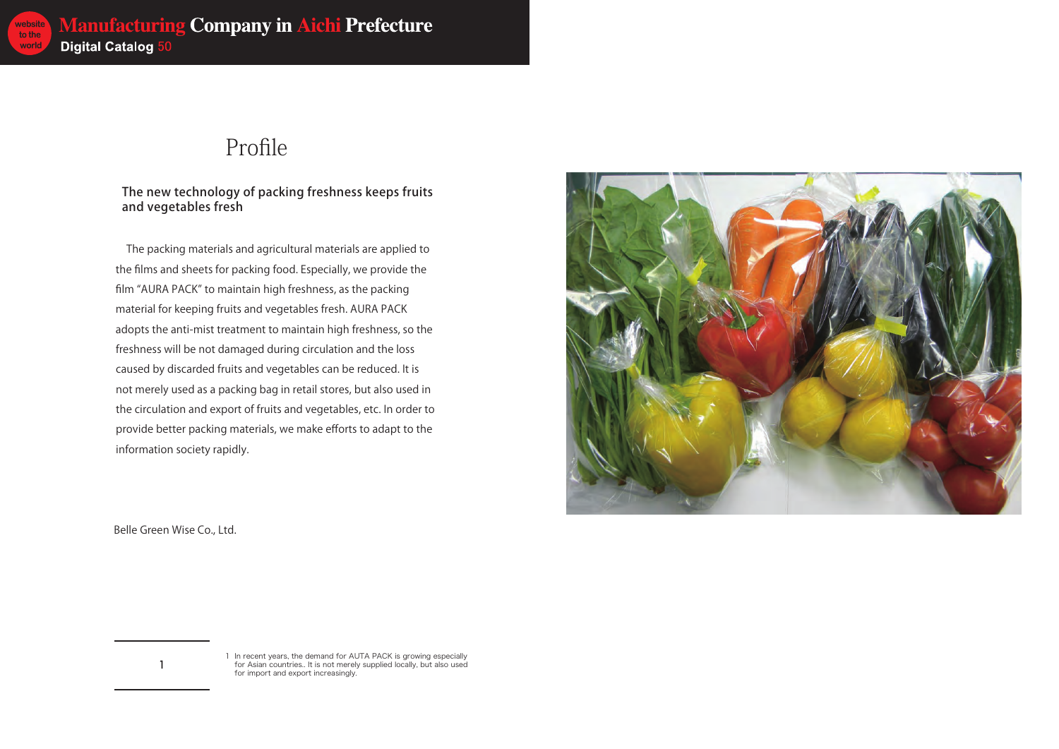# Profile

## The new technology of packing freshness keeps fruits and vegetables fresh

The packing materials and agricultural materials are applied to the films and sheets for packing food. Especially, we provide the film "AURA PACK" to maintain high freshness, as the packing material for keeping fruits and vegetables fresh. AURA PACK adopts the anti-mist treatment to maintain high freshness, so the freshness will be not damaged during circulation and the loss caused by discarded fruits and vegetables can be reduced. It is not merely used as a packing bag in retail stores, but also used in the circulation and export of fruits and vegetables, etc. In order to provide better packing materials, we make efforts to adapt to the information society rapidly.

Belle Green Wise Co., Ltd.

1 In recent years, the demand for AUTA PACK is growing especially for Asian countries.. It is not merely supplied locally, but also used for import and export increasingly.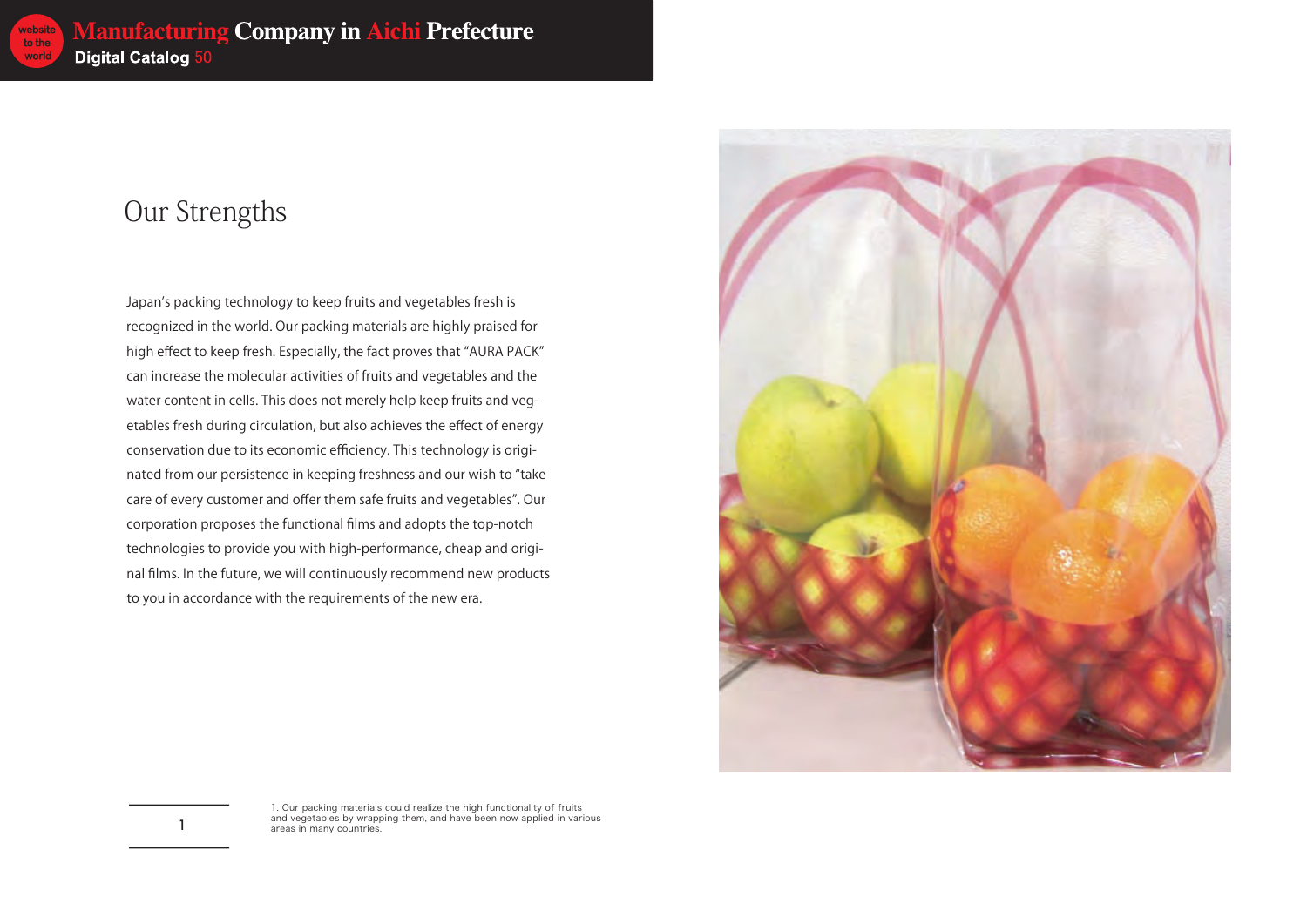# Our Strengths

Japan's packing technology to keep fruits and vegetables fresh is recognized in the world. Our packing materials are highly praised for high effect to keep fresh. Especially, the fact proves that "AURA PACK" can increase the molecular activities of fruits and vegetables and the water content in cells. This does not merely help keep fruits and vegetables fresh during circulation, but also achieves the effect of energy conservation due to its economic efficiency. This technology is originated from our persistence in keeping freshness and our wish to "take care of every customer and offer them safe fruits and vegetables". Our corporation proposes the functional films and adopts the top-notch technologies to provide you with high-performance, cheap and original films. In the future, we will continuously recommend new products to you in accordance with the requirements of the new era.

1. Our packing materials could realize the high functionality of fruits and vegetables by wrapping them, and have been now applied in various areas in many countries.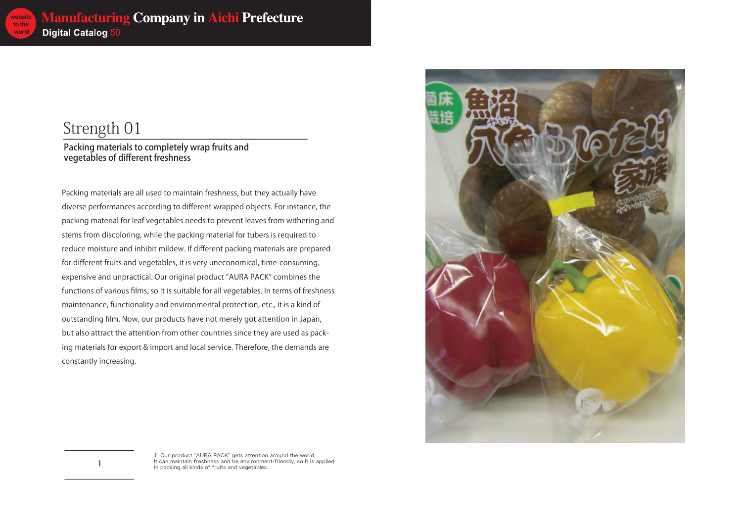## Strength 01

### Packing materials to completely wrap fruits and vegetables of different freshness

Packing materials are all used to maintain freshness, but they actually have diverse performances according to different wrapped objects. For instance, the packing material for leaf vegetables needs to prevent leaves from withering and stems from discoloring, while the packing material for tubers is required to reduce moisture and inhibit mildew. If different packing materials are prepared for different fruits and vegetables, it is very uneconomical, time-consuming, expensive and unpractical. Our original product "AURA PACK" combines the functions of various films, so it is suitable for all vegetables. In terms of freshness maintenance, functionality and environmental protection, etc., it is a kind of outstanding film. Now, our products have not merely got attention in Japan, but also attract the attention from other countries since they are used as packing materials for export & import and local service. Therefore, the demands are constantly increasing.

1

1. Our product "AURA PACK" gets attention around the world.
It can maintain freshness and be environment-friendly, so it is applied in packing all kinds of fruits and vegetables.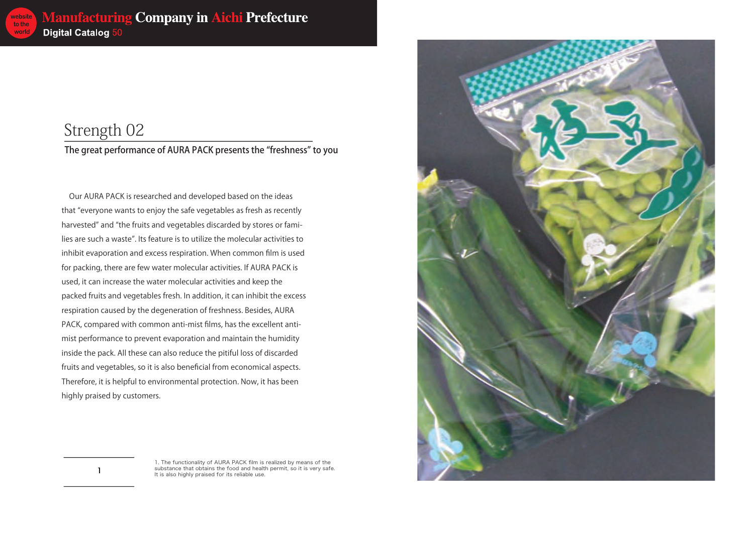## Strength 02

### The great performance of AURA PACK presents the “freshness” to you

Our AURA PACK is researched and developed based on the ideas that “everyone wants to enjoy the safe vegetables as fresh as recently harvested” and “the fruits and vegetables discarded by stores or families are such a waste”. Its feature is to utilize the molecular activities to inhibit evaporation and excess respiration. When common film is used for packing, there are few water molecular activities. If AURA PACK is used, it can increase the water molecular activities and keep the packed fruits and vegetables fresh. In addition, it can inhibit the excess respiration caused by the degeneration of freshness. Besides, AURA PACK, compared with common anti-mist films, has the excellent anti-mist performance to prevent evaporation and maintain the humidity inside the pack. All these can also reduce the pitiful loss of discarded fruits and vegetables, so it is also beneficial from economical aspects. Therefore, it is helpful to environmental protection. Now, it has been highly praised by customers.

1

1. The functionality of AURA PACK film is realized by means of the substance that obtains the food and health permit, so it is very safe. It is also highly praised for its reliable use.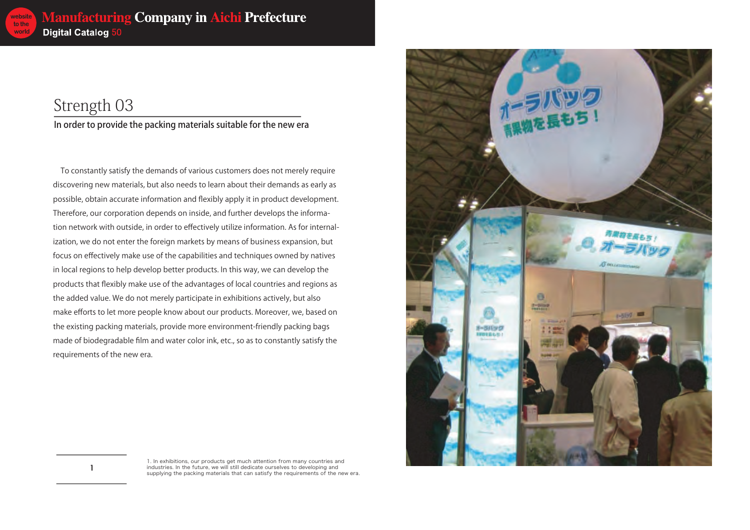## Strength 03

### In order to provide the packing materials suitable for the new era

To constantly satisfy the demands of various customers does not merely require discovering new materials, but also needs to learn about their demands as early as possible, obtain accurate information and flexibly apply it in product development. Therefore, our corporation depends on inside, and further develops the information network with outside, in order to effectively utilize information. As for internalization, we do not enter the foreign markets by means of business expansion, but focus on effectively make use of the capabilities and techniques owned by natives in local regions to help develop better products. In this way, we can develop the products that flexibly make use of the advantages of local countries and regions as the added value. We do not merely participate in exhibitions actively, but also make efforts to let more people know about our products. Moreover, we, based on the existing packing materials, provide more environment-friendly packing bags made of biodegradable film and water color ink, etc., so as to constantly satisfy the requirements of the new era.

1

1. In exhibitions, our products get much attention from many countries and industries. In the future, we will still dedicate ourselves to developing and supplying the packing materials that can satisfy the requirements of the new era.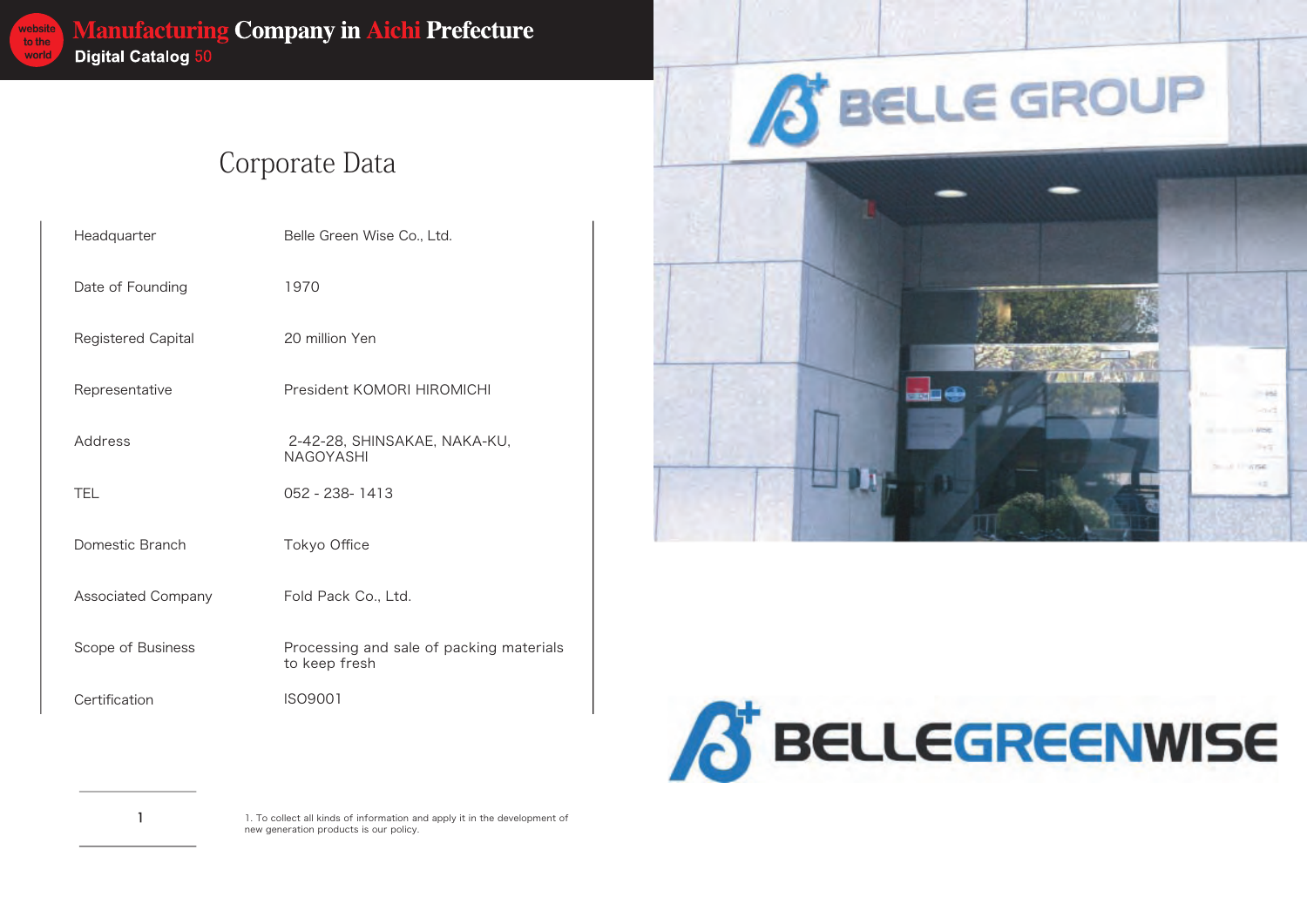# Corporate Data

| | |
|---|---|
| Headquarter | Belle Green Wise Co., Ltd. |
| Date of Founding | 1970 |
| Registered Capital | 20 million Yen |
| Representative | President KOMORI HIROMICHI |
| Address | 2-42-28, SHINSAKAE, NAKA-KU, NAGOYASHI |
| TEL | 052 - 238- 1413 |
| Domestic Branch | Tokyo Office |
| Associated Company | Fold Pack Co., Ltd. |
| Scope of Business | Processing and sale of packing materials to keep fresh |
| Certification | ISO9001 |

1

1. To collect all kinds of information and apply it in the development of new generation products is our policy.